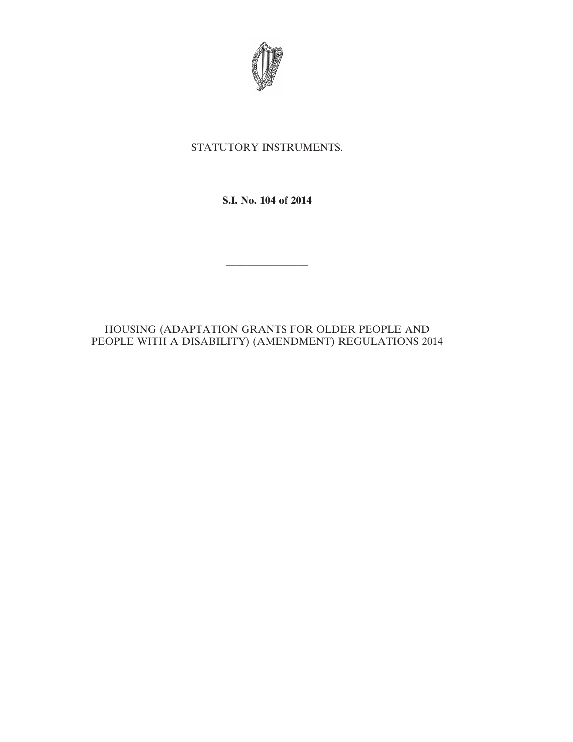STATUTORY INSTRUMENTS.

**S.I. No. 104 of 2014**

---

HOUSING (ADAPTATION GRANTS FOR OLDER PEOPLE AND PEOPLE WITH A DISABILITY) (AMENDMENT) REGULATIONS 2014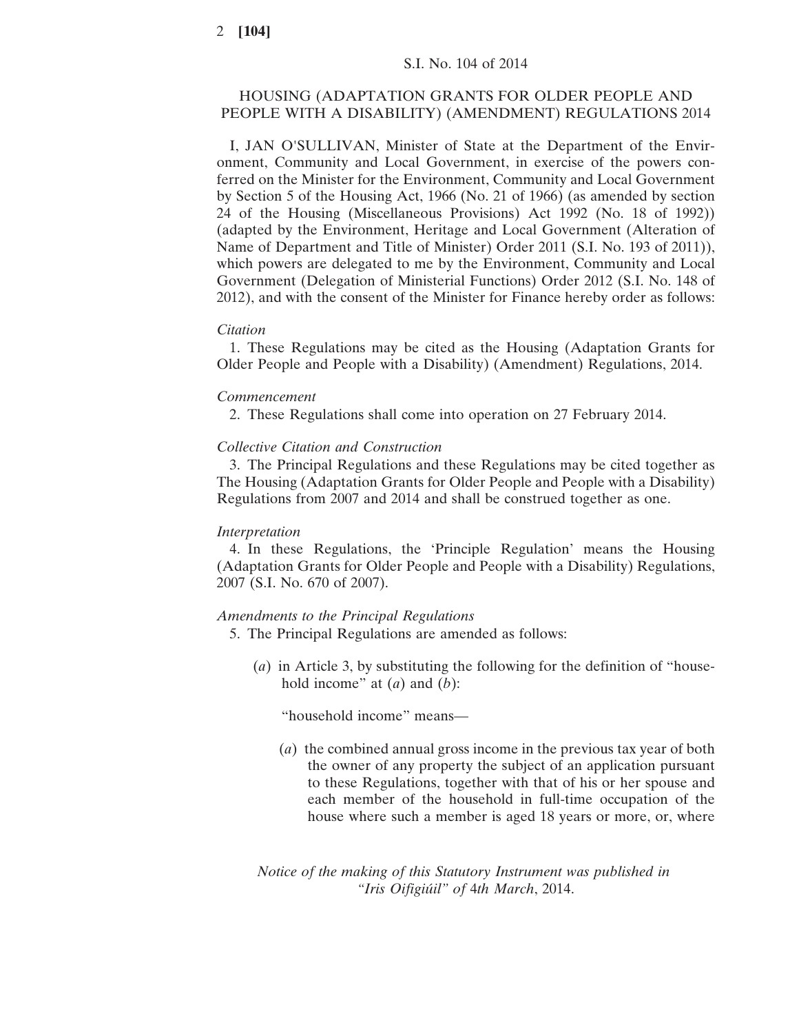S.I. No. 104 of 2014

# HOUSING (ADAPTATION GRANTS FOR OLDER PEOPLE AND PEOPLE WITH A DISABILITY) (AMENDMENT) REGULATIONS 2014

I, JAN O'SULLIVAN, Minister of State at the Department of the Environment, Community and Local Government, in exercise of the powers conferred on the Minister for the Environment, Community and Local Government by Section 5 of the Housing Act, 1966 (No. 21 of 1966) (as amended by section 24 of the Housing (Miscellaneous Provisions) Act 1992 (No. 18 of 1992)) (adapted by the Environment, Heritage and Local Government (Alteration of Name of Department and Title of Minister) Order 2011 (S.I. No. 193 of 2011)), which powers are delegated to me by the Environment, Community and Local Government (Delegation of Ministerial Functions) Order 2012 (S.I. No. 148 of 2012), and with the consent of the Minister for Finance hereby order as follows:

*Citation*

1. These Regulations may be cited as the Housing (Adaptation Grants for Older People and People with a Disability) (Amendment) Regulations, 2014.

*Commencement*

2. These Regulations shall come into operation on 27 February 2014.

*Collective Citation and Construction*

3. The Principal Regulations and these Regulations may be cited together as The Housing (Adaptation Grants for Older People and People with a Disability) Regulations from 2007 and 2014 and shall be construed together as one.

*Interpretation*

4. In these Regulations, the 'Principle Regulation' means the Housing (Adaptation Grants for Older People and People with a Disability) Regulations, 2007 (S.I. No. 670 of 2007).

*Amendments to the Principal Regulations*

5. The Principal Regulations are amended as follows:

(*a*) in Article 3, by substituting the following for the definition of "household income" at (*a*) and (*b*):

"household income" means—

(*a*) the combined annual gross income in the previous tax year of both the owner of any property the subject of an application pursuant to these Regulations, together with that of his or her spouse and each member of the household in full-time occupation of the house where such a member is aged 18 years or more, or, where

*Notice of the making of this Statutory Instrument was published in "Iris Oifigiúil" of 4th March, 2014.*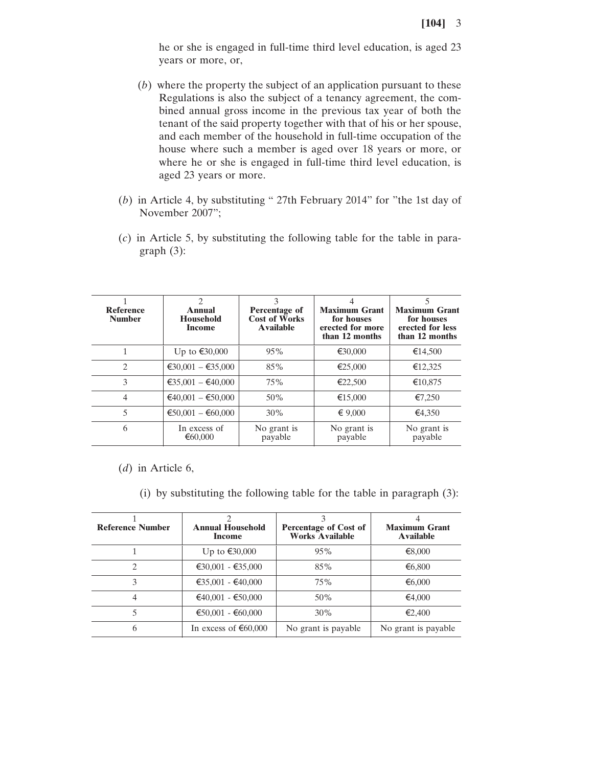he or she is engaged in full-time third level education, is aged 23 years or more, or,

(*b*) where the property the subject of an application pursuant to these Regulations is also the subject of a tenancy agreement, the combined annual gross income in the previous tax year of both the tenant of the said property together with that of his or her spouse, and each member of the household in full-time occupation of the house where such a member is aged over 18 years or more, or where he or she is engaged in full-time third level education, is aged 23 years or more.

(*b*) in Article 4, by substituting " 27th February 2014" for "the 1st day of November 2007";

(*c*) in Article 5, by substituting the following table for the table in paragraph (3):

| 1<br>**Reference Number** | 2<br>**Annual Household Income** | 3<br>**Percentage of Cost of Works Available** | 4<br>**Maximum Grant for houses erected for more than 12 months** | 5<br>**Maximum Grant for houses erected for less than 12 months** |
|---|---|---|---|---|
| 1 | Up to €30,000 | 95% | €30,000 | €14,500 |
| 2 | €30,001 – €35,000 | 85% | €25,000 | €12,325 |
| 3 | €35,001 – €40,000 | 75% | €22,500 | €10,875 |
| 4 | €40,001 – €50,000 | 50% | €15,000 | €7,250 |
| 5 | €50,001 – €60,000 | 30% | € 9,000 | €4,350 |
| 6 | In excess of €60,000 | No grant is payable | No grant is payable | No grant is payable |

(*d*) in Article 6,

(i) by substituting the following table for the table in paragraph (3):

| 1<br>**Reference Number** | 2<br>**Annual Household Income** | 3<br>**Percentage of Cost of Works Available** | 4<br>**Maximum Grant Available** |
|---|---|---|---|
| 1 | Up to €30,000 | 95% | €8,000 |
| 2 | €30,001 - €35,000 | 85% | €6,800 |
| 3 | €35,001 - €40,000 | 75% | €6,000 |
| 4 | €40,001 - €50,000 | 50% | €4,000 |
| 5 | €50,001 - €60,000 | 30% | €2,400 |
| 6 | In excess of €60,000 | No grant is payable | No grant is payable |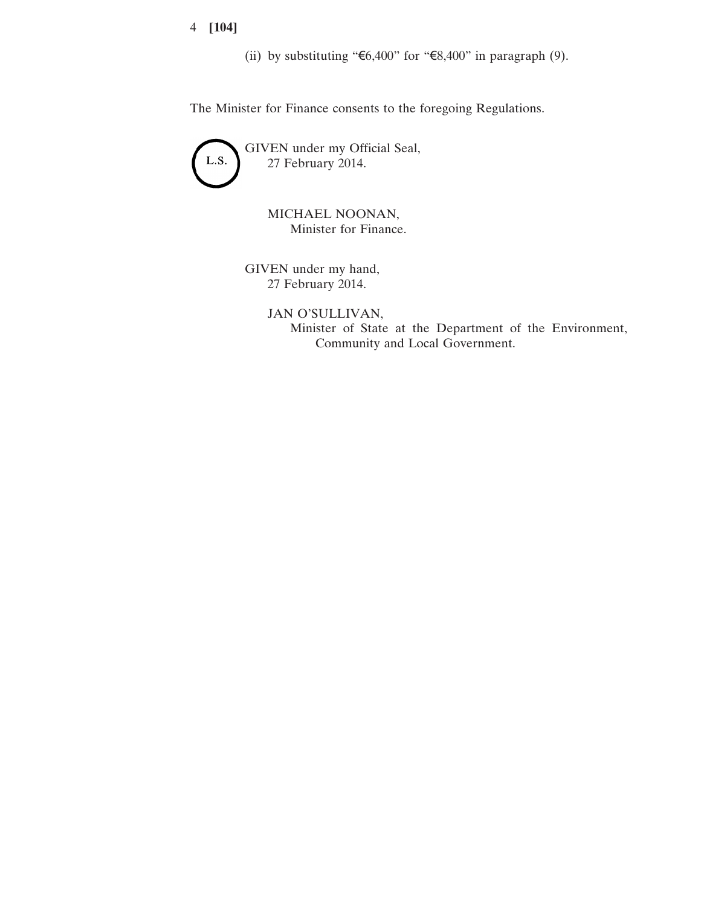(ii) by substituting "€6,400" for "€8,400" in paragraph (9).

The Minister for Finance consents to the foregoing Regulations.

L.S.

GIVEN under my Official Seal,
27 February 2014.

MICHAEL NOONAN,
Minister for Finance.

GIVEN under my hand,
27 February 2014.

JAN O'SULLIVAN,
Minister of State at the Department of the Environment, Community and Local Government.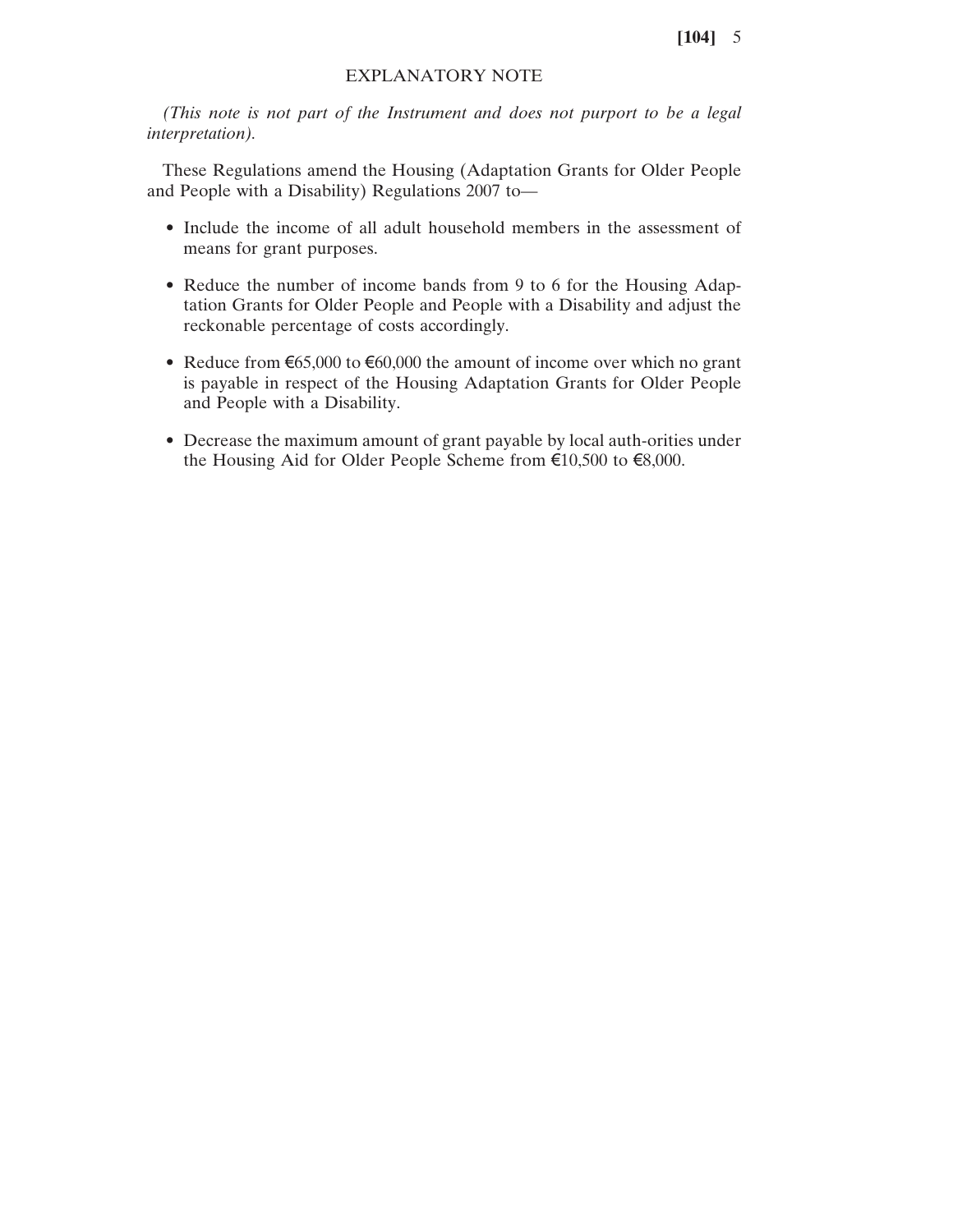## EXPLANATORY NOTE

*(This note is not part of the Instrument and does not purport to be a legal interpretation).*

These Regulations amend the Housing (Adaptation Grants for Older People and People with a Disability) Regulations 2007 to—

- Include the income of all adult household members in the assessment of means for grant purposes.
- Reduce the number of income bands from 9 to 6 for the Housing Adaptation Grants for Older People and People with a Disability and adjust the reckonable percentage of costs accordingly.
- Reduce from €65,000 to €60,000 the amount of income over which no grant is payable in respect of the Housing Adaptation Grants for Older People and People with a Disability.
- Decrease the maximum amount of grant payable by local auth-orities under the Housing Aid for Older People Scheme from €10,500 to €8,000.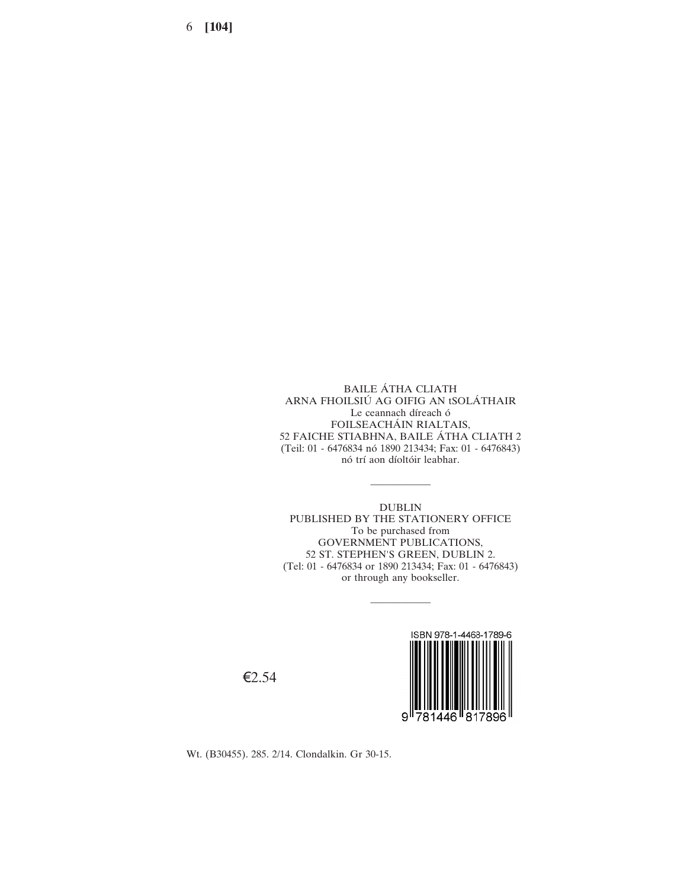BAILE ÁTHA CLIATH
ARNA FHOILSIÚ AG OIFIG AN tSOLÁTHAIR
Le ceannach díreach ó
FOILSEACHÁIN RIALTAIS,
52 FAICHE STIABHNA, BAILE ÁTHA CLIATH 2
(Teil: 01 - 6476834 nó 1890 213434; Fax: 01 - 6476843)
nó trí aon díoltóir leabhar.

---

DUBLIN
PUBLISHED BY THE STATIONERY OFFICE
To be purchased from
GOVERNMENT PUBLICATIONS,
52 ST. STEPHEN'S GREEN, DUBLIN 2.
(Tel: 01 - 6476834 or 1890 213434; Fax: 01 - 6476843)
or through any bookseller.

---

€2.54

ISBN 978-1-4468-1789-6

9 781446 817896

Wt. (B30455). 285. 2/14. Clondalkin. Gr 30-15.